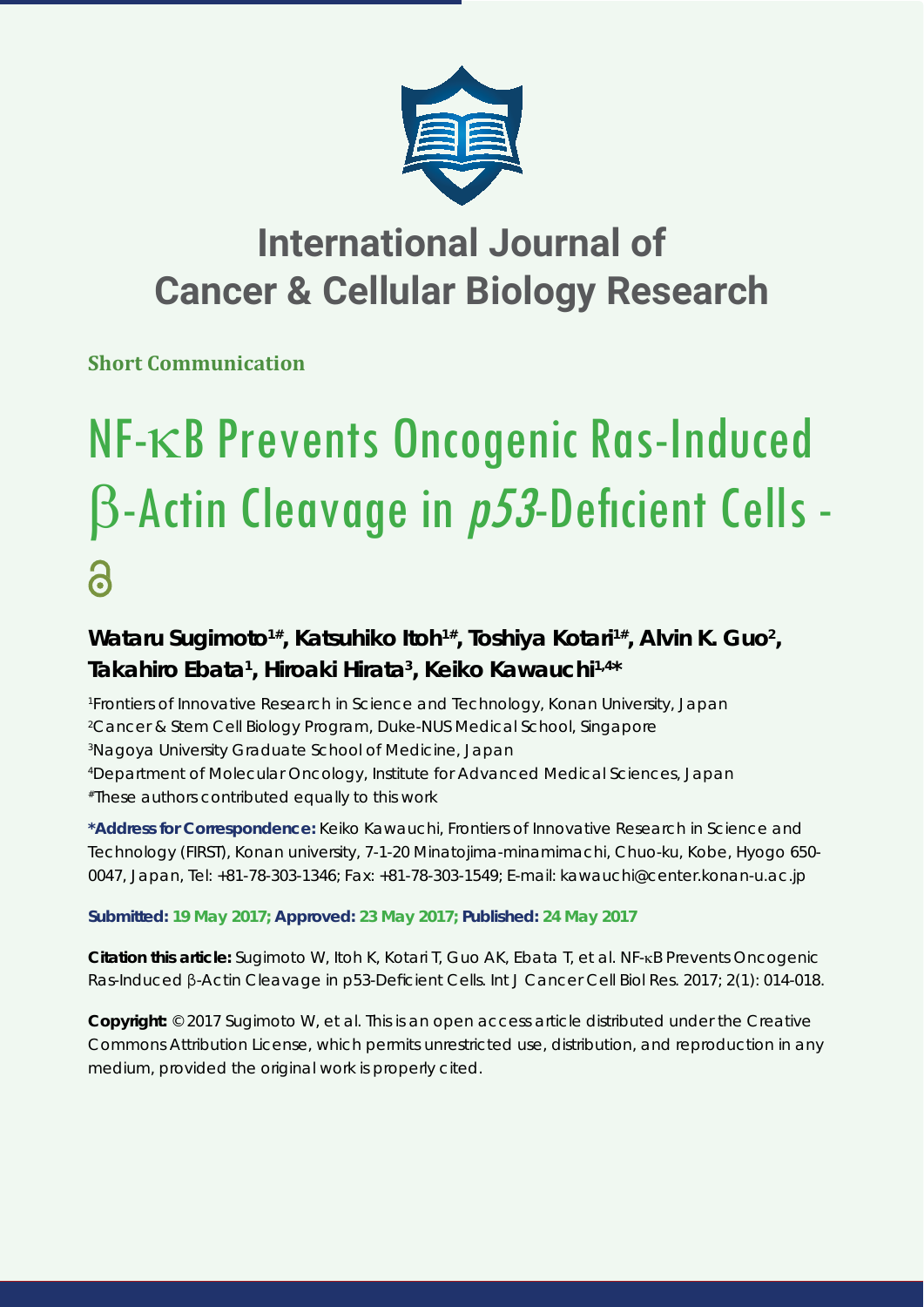# International Journal of Cancer & Cellular Biology Research

**Short Communication**

# NF-κB Prevents Oncogenic Ras-Induced β-Actin Cleavage in *p53*-Deficient Cells

**Wataru Sugimoto[1#], Katsuhiko Itoh[1#], Toshiya Kotari[1#], Alvin K. Guo[2], Takahiro Ebata[1], Hiroaki Hirata[3], Keiko Kawauchi[1,4*]**

[1]Frontiers of Innovative Research in Science and Technology, Konan University, Japan
[2]Cancer & Stem Cell Biology Program, Duke-NUS Medical School, Singapore
[3]Nagoya University Graduate School of Medicine, Japan
[4]Department of Molecular Oncology, Institute for Advanced Medical Sciences, Japan
[#]These authors contributed equally to this work

**\*Address for Correspondence:** Keiko Kawauchi, Frontiers of Innovative Research in Science and Technology (FIRST), Konan university, 7-1-20 Minatojima-minamimachi, Chuo-ku, Kobe, Hyogo 650-0047, Japan, Tel: +81-78-303-1346; Fax: +81-78-303-1549; E-mail: kawauchi@center.konan-u.ac.jp

**Submitted: 19 May 2017; Approved: 23 May 2017; Published: 24 May 2017**

**Citation this article:** Sugimoto W, Itoh K, Kotari T, Guo AK, Ebata T, et al. NF-κB Prevents Oncogenic Ras-Induced β-Actin Cleavage in p53-Deficient Cells. Int J Cancer Cell Biol Res. 2017; 2(1): 014-018.

**Copyright:** © 2017 Sugimoto W, et al. This is an open access article distributed under the Creative Commons Attribution License, which permits unrestricted use, distribution, and reproduction in any medium, provided the original work is properly cited.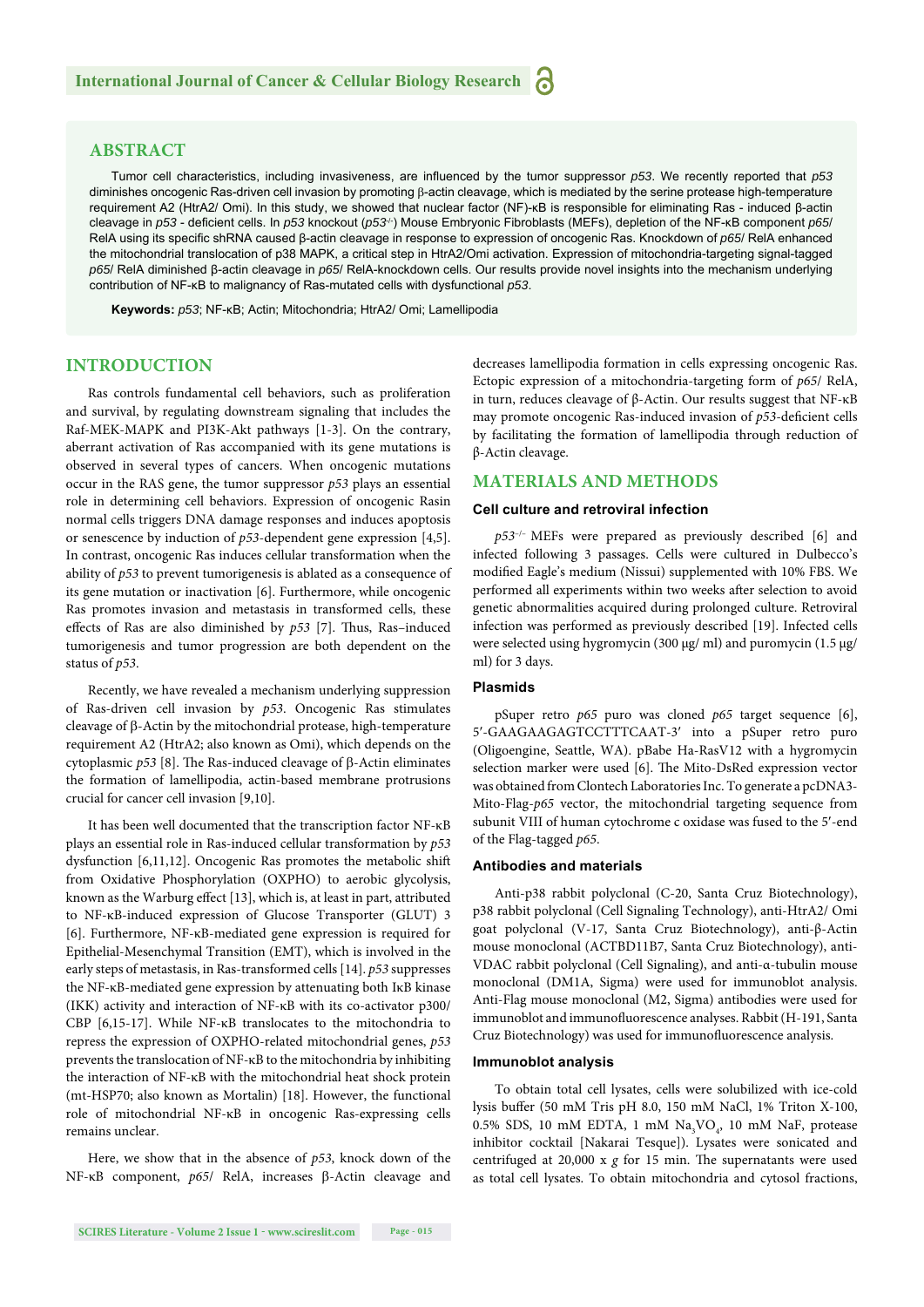## ABSTRACT

Tumor cell characteristics, including invasiveness, are influenced by the tumor suppressor *p53*. We recently reported that *p53* diminishes oncogenic Ras-driven cell invasion by promoting β-actin cleavage, which is mediated by the serine protease high-temperature requirement A2 (HtrA2/ Omi). In this study, we showed that nuclear factor (NF)-κB is responsible for eliminating Ras - induced β-actin cleavage in *p53* - deficient cells. In *p53* knockout (*p53*$^{-/-}$) Mouse Embryonic Fibroblasts (MEFs), depletion of the NF-κB component *p65*/ RelA using its specific shRNA caused β-actin cleavage in response to expression of oncogenic Ras. Knockdown of *p65*/ RelA enhanced the mitochondrial translocation of p38 MAPK, a critical step in HtrA2/Omi activation. Expression of mitochondria-targeting signal-tagged *p65*/ RelA diminished β-actin cleavage in *p65*/ RelA-knockdown cells. Our results provide novel insights into the mechanism underlying contribution of NF-κB to malignancy of Ras-mutated cells with dysfunctional *p53*.

**Keywords:** *p53*; NF-κB; Actin; Mitochondria; HtrA2/ Omi; Lamellipodia

## INTRODUCTION

Ras controls fundamental cell behaviors, such as proliferation and survival, by regulating downstream signaling that includes the Raf-MEK-MAPK and PI3K-Akt pathways [1-3]. On the contrary, aberrant activation of Ras accompanied with its gene mutations is observed in several types of cancers. When oncogenic mutations occur in the RAS gene, the tumor suppressor *p53* plays an essential role in determining cell behaviors. Expression of oncogenic Rasin normal cells triggers DNA damage responses and induces apoptosis or senescence by induction of *p53*-dependent gene expression [4,5]. In contrast, oncogenic Ras induces cellular transformation when the ability of *p53* to prevent tumorigenesis is ablated as a consequence of its gene mutation or inactivation [6]. Furthermore, while oncogenic Ras promotes invasion and metastasis in transformed cells, these effects of Ras are also diminished by *p53* [7]. Thus, Ras–induced tumorigenesis and tumor progression are both dependent on the status of *p53*.

Recently, we have revealed a mechanism underlying suppression of Ras-driven cell invasion by *p53*. Oncogenic Ras stimulates cleavage of β-Actin by the mitochondrial protease, high-temperature requirement A2 (HtrA2; also known as Omi), which depends on the cytoplasmic *p53* [8]. The Ras-induced cleavage of β-Actin eliminates the formation of lamellipodia, actin-based membrane protrusions crucial for cancer cell invasion [9,10].

It has been well documented that the transcription factor NF-κB plays an essential role in Ras-induced cellular transformation by *p53* dysfunction [6,11,12]. Oncogenic Ras promotes the metabolic shift from Oxidative Phosphorylation (OXPHO) to aerobic glycolysis, known as the Warburg effect [13], which is, at least in part, attributed to NF-κB-induced expression of Glucose Transporter (GLUT) 3 [6]. Furthermore, NF-κB-mediated gene expression is required for Epithelial-Mesenchymal Transition (EMT), which is involved in the early steps of metastasis, in Ras-transformed cells [14]. *p53* suppresses the NF-κB-mediated gene expression by attenuating both IκB kinase (IKK) activity and interaction of NF-κB with its co-activator p300/ CBP [6,15-17]. While NF-κB translocates to the mitochondria to repress the expression of OXPHO-related mitochondrial genes, *p53* prevents the translocation of NF-κB to the mitochondria by inhibiting the interaction of NF-κB with the mitochondrial heat shock protein (mt-HSP70; also known as Mortalin) [18]. However, the functional role of mitochondrial NF-κB in oncogenic Ras-expressing cells remains unclear.

Here, we show that in the absence of *p53*, knock down of the NF-κB component, *p65*/ RelA, increases β-Actin cleavage and decreases lamellipodia formation in cells expressing oncogenic Ras. Ectopic expression of a mitochondria-targeting form of *p65*/ RelA, in turn, reduces cleavage of β-Actin. Our results suggest that NF-κB may promote oncogenic Ras-induced invasion of *p53*-deficient cells by facilitating the formation of lamellipodia through reduction of β-Actin cleavage.

## MATERIALS AND METHODS

### Cell culture and retroviral infection

*p53*$^{-/-}$ MEFs were prepared as previously described [6] and infected following 3 passages. Cells were cultured in Dulbecco's modified Eagle's medium (Nissui) supplemented with 10% FBS. We performed all experiments within two weeks after selection to avoid genetic abnormalities acquired during prolonged culture. Retroviral infection was performed as previously described [19]. Infected cells were selected using hygromycin (300 μg/ ml) and puromycin (1.5 μg/ ml) for 3 days.

### Plasmids

pSuper retro *p65* puro was cloned *p65* target sequence [6], 5′-GAAGAAGAGTCCTTTCAAT-3′ into a pSuper retro puro (Oligoengine, Seattle, WA). pBabe Ha-RasV12 with a hygromycin selection marker were used [6]. The Mito-DsRed expression vector was obtained from Clontech Laboratories Inc. To generate a pcDNA3-Mito-Flag-*p65* vector, the mitochondrial targeting sequence from subunit VIII of human cytochrome c oxidase was fused to the 5′-end of the Flag-tagged *p65*.

### Antibodies and materials

Anti-p38 rabbit polyclonal (C-20, Santa Cruz Biotechnology), p38 rabbit polyclonal (Cell Signaling Technology), anti-HtrA2/ Omi goat polyclonal (V-17, Santa Cruz Biotechnology), anti-β-Actin mouse monoclonal (ACTBD11B7, Santa Cruz Biotechnology), anti-VDAC rabbit polyclonal (Cell Signaling), and anti-α-tubulin mouse monoclonal (DM1A, Sigma) were used for immunoblot analysis. Anti-Flag mouse monoclonal (M2, Sigma) antibodies were used for immunoblot and immunofluorescence analyses. Rabbit (H-191, Santa Cruz Biotechnology) was used for immunofluorescence analysis.

### Immunoblot analysis

To obtain total cell lysates, cells were solubilized with ice-cold lysis buffer (50 mM Tris pH 8.0, 150 mM NaCl, 1% Triton X-100, 0.5% SDS, 10 mM EDTA, 1 mM $Na_3VO_4$, 10 mM NaF, protease inhibitor cocktail [Nakarai Tesque]). Lysates were sonicated and centrifuged at 20,000 x *g* for 15 min. The supernatants were used as total cell lysates. To obtain mitochondria and cytosol fractions,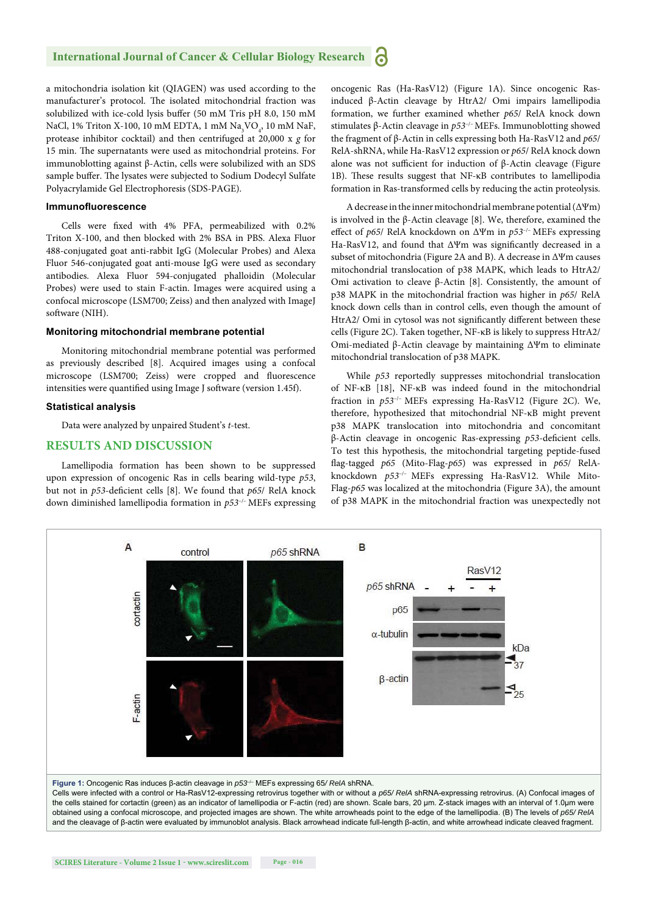a mitochondria isolation kit (QIAGEN) was used according to the manufacturer's protocol. The isolated mitochondrial fraction was solubilized with ice-cold lysis buffer (50 mM Tris pH 8.0, 150 mM NaCl, 1% Triton X-100, 10 mM EDTA, 1 mM $Na_3VO_4$, 10 mM NaF, protease inhibitor cocktail) and then centrifuged at 20,000 x *g* for 15 min. The supernatants were used as mitochondrial proteins. For immunoblotting against β-Actin, cells were solubilized with an SDS sample buffer. The lysates were subjected to Sodium Dodecyl Sulfate Polyacrylamide Gel Electrophoresis (SDS-PAGE).

### Immunofluorescence

Cells were fixed with 4% PFA, permeabilized with 0.2% Triton X-100, and then blocked with 2% BSA in PBS. Alexa Fluor 488-conjugated goat anti-rabbit IgG (Molecular Probes) and Alexa Fluor 546-conjugated goat anti-mouse IgG were used as secondary antibodies. Alexa Fluor 594-conjugated phalloidin (Molecular Probes) were used to stain F-actin. Images were acquired using a confocal microscope (LSM700; Zeiss) and then analyzed with ImageJ software (NIH).

### Monitoring mitochondrial membrane potential

Monitoring mitochondrial membrane potential was performed as previously described [8]. Acquired images using a confocal microscope (LSM700; Zeiss) were cropped and fluorescence intensities were quantified using Image J software (version 1.45f).

### Statistical analysis

Data were analyzed by unpaired Student's *t*-test.

## RESULTS AND DISCUSSION

Lamellipodia formation has been shown to be suppressed upon expression of oncogenic Ras in cells bearing wild-type *p53*, but not in *p53*-deficient cells [8]. We found that *p65*/ RelA knock down diminished lamellipodia formation in *p53*$^{-/-}$ MEFs expressing oncogenic Ras (Ha-RasV12) (Figure 1A). Since oncogenic Ras-induced β-Actin cleavage by HtrA2/ Omi impairs lamellipodia formation, we further examined whether *p65*/ RelA knock down stimulates β-Actin cleavage in *p53*$^{-/-}$ MEFs. Immunoblotting showed the fragment of β-Actin in cells expressing both Ha-RasV12 and *p65*/ RelA-shRNA, while Ha-RasV12 expression or *p65*/ RelA knock down alone was not sufficient for induction of β-Actin cleavage (Figure 1B). These results suggest that NF-κB contributes to lamellipodia formation in Ras-transformed cells by reducing the actin proteolysis.

A decrease in the inner mitochondrial membrane potential (ΔΨm) is involved in the β-Actin cleavage [8]. We, therefore, examined the effect of *p65*/ RelA knockdown on ΔΨm in *p53*$^{-/-}$ MEFs expressing Ha-RasV12, and found that ΔΨm was significantly decreased in a subset of mitochondria (Figure 2A and B). A decrease in ΔΨm causes mitochondrial translocation of p38 MAPK, which leads to HtrA2/ Omi activation to cleave β-Actin [8]. Consistently, the amount of p38 MAPK in the mitochondrial fraction was higher in *p65*/ RelA knock down cells than in control cells, even though the amount of HtrA2/ Omi in cytosol was not significantly different between these cells (Figure 2C). Taken together, NF-κB is likely to suppress HtrA2/ Omi-mediated β-Actin cleavage by maintaining ΔΨm to eliminate mitochondrial translocation of p38 MAPK.

While *p53* reportedly suppresses mitochondrial translocation of NF-κB [18], NF-κB was indeed found in the mitochondrial fraction in *p53*$^{-/-}$ MEFs expressing Ha-RasV12 (Figure 2C). We, therefore, hypothesized that mitochondrial NF-κB might prevent p38 MAPK translocation into mitochondria and concomitant β-Actin cleavage in oncogenic Ras-expressing *p53*-deficient cells. To test this hypothesis, the mitochondrial targeting peptide-fused flag-tagged *p65* (Mito-Flag-*p65*) was expressed in *p65*/ RelA-knockdown *p53*$^{-/-}$ MEFs expressing Ha-RasV12. While Mito-Flag-*p65* was localized at the mitochondria (Figure 3A), the amount of p38 MAPK in the mitochondrial fraction was unexpectedly not

**Figure 1:** Oncogenic Ras induces β-actin cleavage in *p53*$^{-/-}$ MEFs expressing 65/ *RelA* shRNA.
Cells were infected with a control or Ha-RasV12-expressing retrovirus together with or without a *p65/ RelA* shRNA-expressing retrovirus. (A) Confocal images of the cells stained for cortactin (green) as an indicator of lamellipodia or F-actin (red) are shown. Scale bars, 20 μm. Z-stack images with an interval of 1.0μm were obtained using a confocal microscope, and projected images are shown. The white arrowheads point to the edge of the lamellipodia. (B) The levels of *p65/ RelA* and the cleavage of β-actin were evaluated by immunoblot analysis. Black arrowhead indicate full-length β-actin, and white arrowhead indicate cleaved fragment.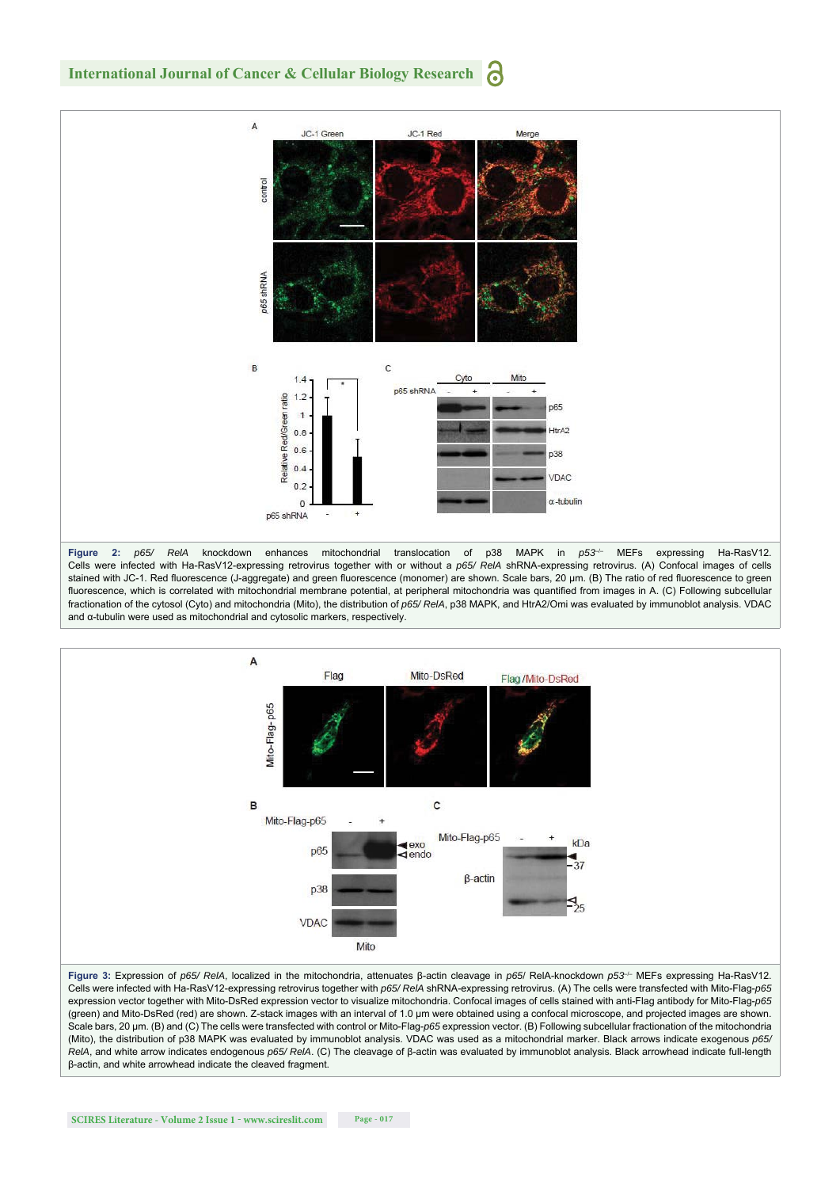**Figure 2:** *p65/ RelA* knockdown enhances mitochondrial translocation of p38 MAPK in $p53^{-/-}$ MEFs expressing Ha-RasV12. Cells were infected with Ha-RasV12-expressing retrovirus together with or without a *p65/ RelA* shRNA-expressing retrovirus. (A) Confocal images of cells stained with JC-1. Red fluorescence (J-aggregate) and green fluorescence (monomer) are shown. Scale bars, 20 μm. (B) The ratio of red fluorescence to green fluorescence, which is correlated with mitochondrial membrane potential, at peripheral mitochondria was quantified from images in A. (C) Following subcellular fractionation of the cytosol (Cyto) and mitochondria (Mito), the distribution of *p65/ RelA*, p38 MAPK, and HtrA2/Omi was evaluated by immunoblot analysis. VDAC and α-tubulin were used as mitochondrial and cytosolic markers, respectively.

**Figure 3:** Expression of *p65/ RelA*, localized in the mitochondria, attenuates β-actin cleavage in *p65/* RelA-knockdown $p53^{-/-}$ MEFs expressing Ha-RasV12. Cells were infected with Ha-RasV12-expressing retrovirus together with *p65/ RelA* shRNA-expressing retrovirus. (A) The cells were transfected with Mito-Flag-*p65* expression vector together with Mito-DsRed expression vector to visualize mitochondria. Confocal images of cells stained with anti-Flag antibody for Mito-Flag-*p65* (green) and Mito-DsRed (red) are shown. Z-stack images with an interval of 1.0 μm were obtained using a confocal microscope, and projected images are shown. Scale bars, 20 μm. (B) and (C) The cells were transfected with control or Mito-Flag-*p65* expression vector. (B) Following subcellular fractionation of the mitochondria (Mito), the distribution of p38 MAPK was evaluated by immunoblot analysis. VDAC was used as a mitochondrial marker. Black arrows indicate exogenous *p65/ RelA*, and white arrow indicates endogenous *p65/ RelA*. (C) The cleavage of β-actin was evaluated by immunoblot analysis. Black arrowhead indicate full-length β-actin, and white arrowhead indicate the cleaved fragment.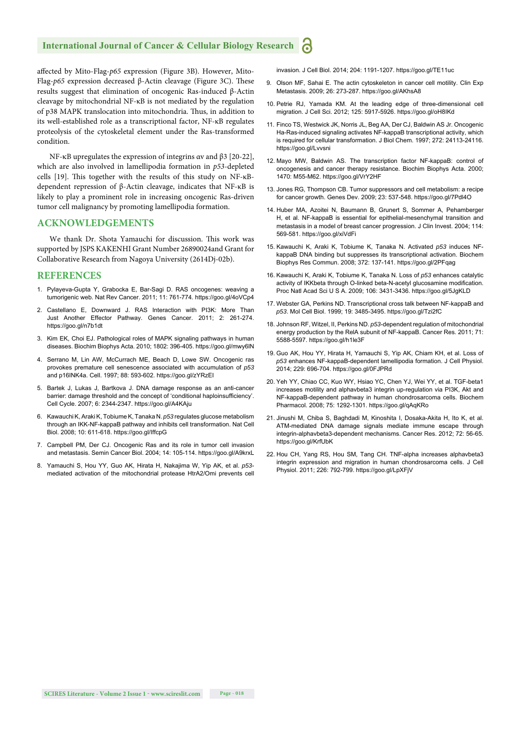affected by Mito-Flag-*p65* expression (Figure 3B). However, Mito-Flag-*p65* expression decreased β-Actin cleavage (Figure 3C). These results suggest that elimination of oncogenic Ras-induced β-Actin cleavage by mitochondrial NF-κB is not mediated by the regulation of p38 MAPK translocation into mitochondria. Thus, in addition to its well-established role as a transcriptional factor, NF-κB regulates proteolysis of the cytoskeletal element under the Ras-transformed condition.

NF-κB upregulates the expression of integrins αv and β3 [20-22], which are also involved in lamellipodia formation in *p53*-depleted cells [19]. This together with the results of this study on NF-κB-dependent repression of β-Actin cleavage, indicates that NF-κB is likely to play a prominent role in increasing oncogenic Ras-driven tumor cell malignancy by promoting lamellipodia formation.

## ACKNOWLEDGEMENTS

We thank Dr. Shota Yamauchi for discussion. This work was supported by JSPS KAKENHI Grant Number 26890024and Grant for Collaborative Research from Nagoya University (2614Dj-02b).

## REFERENCES

1. Pylayeva-Gupta Y, Grabocka E, Bar-Sagi D. RAS oncogenes: weaving a tumorigenic web. Nat Rev Cancer. 2011; 11: 761-774. https://goo.gl/4oVCp4
2. Castellano E, Downward J. RAS Interaction with PI3K: More Than Just Another Effector Pathway. Genes Cancer. 2011; 2: 261-274. https://goo.gl/n7b1dt
3. Kim EK, Choi EJ. Pathological roles of MAPK signaling pathways in human diseases. Biochim Biophys Acta. 2010; 1802: 396-405. https://goo.gl/mwy6lN
4. Serrano M, Lin AW, McCurrach ME, Beach D, Lowe SW. Oncogenic ras provokes premature cell senescence associated with accumulation of *p53* and p16INK4a. Cell. 1997; 88: 593-602. https://goo.gl/zYRzEI
5. Bartek J, Lukas J, Bartkova J. DNA damage response as an anti-cancer barrier: damage threshold and the concept of 'conditional haploinsufficiency'. Cell Cycle. 2007; 6: 2344-2347. https://goo.gl/A4KAju
6. Kawauchi K, Araki K, Tobiume K, Tanaka N. *p53* regulates glucose metabolism through an IKK-NF-kappaB pathway and inhibits cell transformation. Nat Cell Biol. 2008; 10: 611-618. https://goo.gl/IffcpG
7. Campbell PM, Der CJ. Oncogenic Ras and its role in tumor cell invasion and metastasis. Semin Cancer Biol. 2004; 14: 105-114. https://goo.gl/A9krxL
8. Yamauchi S, Hou YY, Guo AK, Hirata H, Nakajima W, Yip AK, et al. *p53*-mediated activation of the mitochondrial protease HtrA2/Omi prevents cell invasion. J Cell Biol. 2014; 204: 1191-1207. https://goo.gl/TE11uc
9. Olson MF, Sahai E. The actin cytoskeleton in cancer cell motility. Clin Exp Metastasis. 2009; 26: 273-287. https://goo.gl/AKhsA8
10. Petrie RJ, Yamada KM. At the leading edge of three-dimensional cell migration. J Cell Sci. 2012; 125: 5917-5926. https://goo.gl/oH8IKd
11. Finco TS, Westwick JK, Norris JL, Beg AA, Der CJ, Baldwin AS Jr. Oncogenic Ha-Ras-induced signaling activates NF-kappaB transcriptional activity, which is required for cellular transformation. J Biol Chem. 1997; 272: 24113-24116. https://goo.gl/Lvvsni
12. Mayo MW, Baldwin AS. The transcription factor NF-kappaB: control of oncogenesis and cancer therapy resistance. Biochim Biophys Acta. 2000; 1470: M55-M62. https://goo.gl/VrY2HF
13. Jones RG, Thompson CB. Tumor suppressors and cell metabolism: a recipe for cancer growth. Genes Dev. 2009; 23: 537-548. https://goo.gl/7Pdl4O
14. Huber MA, Azoitei N, Baumann B, Grunert S, Sommer A, Pehamberger H, et al. NF-kappaB is essential for epithelial-mesenchymal transition and metastasis in a model of breast cancer progression. J Clin Invest. 2004; 114: 569-581. https://goo.gl/xiVdFi
15. Kawauchi K, Araki K, Tobiume K, Tanaka N. Activated *p53* induces NF-kappaB DNA binding but suppresses its transcriptional activation. Biochem Biophys Res Commun. 2008; 372: 137-141. https://goo.gl/2PFqag
16. Kawauchi K, Araki K, Tobiume K, Tanaka N. Loss of *p53* enhances catalytic activity of IKKbeta through O-linked beta-N-acetyl glucosamine modification. Proc Natl Acad Sci U S A. 2009; 106: 3431-3436. https://goo.gl/5JgKLD
17. Webster GA, Perkins ND. Transcriptional cross talk between NF-kappaB and *p53*. Mol Cell Biol. 1999; 19: 3485-3495. https://goo.gl/Tzi2fC
18. Johnson RF, Witzel, II, Perkins ND. *p53*-dependent regulation of mitochondrial energy production by the RelA subunit of NF-kappaB. Cancer Res. 2011; 71: 5588-5597. https://goo.gl/h1le3F
19. Guo AK, Hou YY, Hirata H, Yamauchi S, Yip AK, Chiam KH, et al. Loss of *p53* enhances NF-kappaB-dependent lamellipodia formation. J Cell Physiol. 2014; 229: 696-704. https://goo.gl/0FJPRd
20. Yeh YY, Chiao CC, Kuo WY, Hsiao YC, Chen YJ, Wei YY, et al. TGF-beta1 increases motility and alphavbeta3 integrin up-regulation via PI3K, Akt and NF-kappaB-dependent pathway in human chondrosarcoma cells. Biochem Pharmacol. 2008; 75: 1292-1301. https://goo.gl/qAqKRo
21. Jinushi M, Chiba S, Baghdadi M, Kinoshita I, Dosaka-Akita H, Ito K, et al. ATM-mediated DNA damage signals mediate immune escape through integrin-alphavbeta3-dependent mechanisms. Cancer Res. 2012; 72: 56-65. https://goo.gl/KrfUbK
22. Hou CH, Yang RS, Hou SM, Tang CH. TNF-alpha increases alphavbeta3 integrin expression and migration in human chondrosarcoma cells. J Cell Physiol. 2011; 226: 792-799. https://goo.gl/LpXFjV